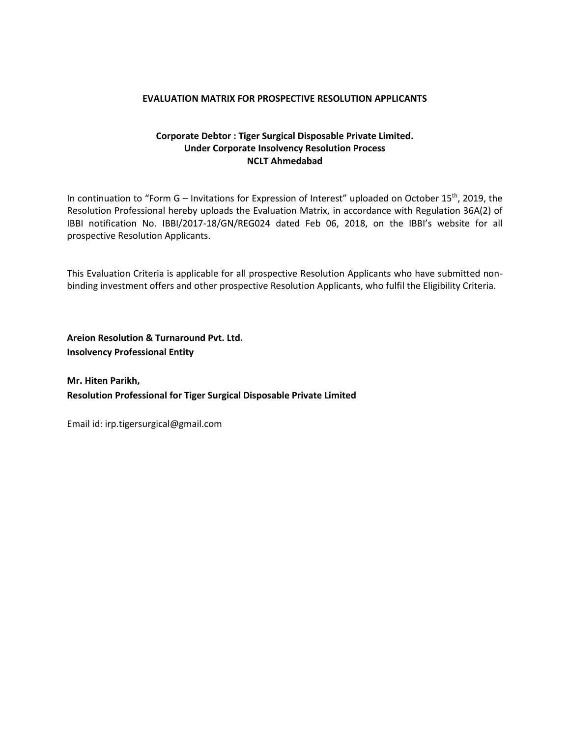# EVALUATION MATRIX FOR PROSPECTIVE RESOLUTION APPLICANTS

**Corporate Debtor : Tiger Surgical Disposable Private Limited.**
**Under Corporate Insolvency Resolution Process**
**NCLT Ahmedabad**

In continuation to "Form G – Invitations for Expression of Interest" uploaded on October 15th, 2019, the Resolution Professional hereby uploads the Evaluation Matrix, in accordance with Regulation 36A(2) of IBBI notification No. IBBI/2017-18/GN/REG024 dated Feb 06, 2018, on the IBBI's website for all prospective Resolution Applicants.

This Evaluation Criteria is applicable for all prospective Resolution Applicants who have submitted non-binding investment offers and other prospective Resolution Applicants, who fulfil the Eligibility Criteria.

**Areion Resolution & Turnaround Pvt. Ltd.**
**Insolvency Professional Entity**

**Mr. Hiten Parikh,**
**Resolution Professional for Tiger Surgical Disposable Private Limited**

Email id: irp.tigersurgical@gmail.com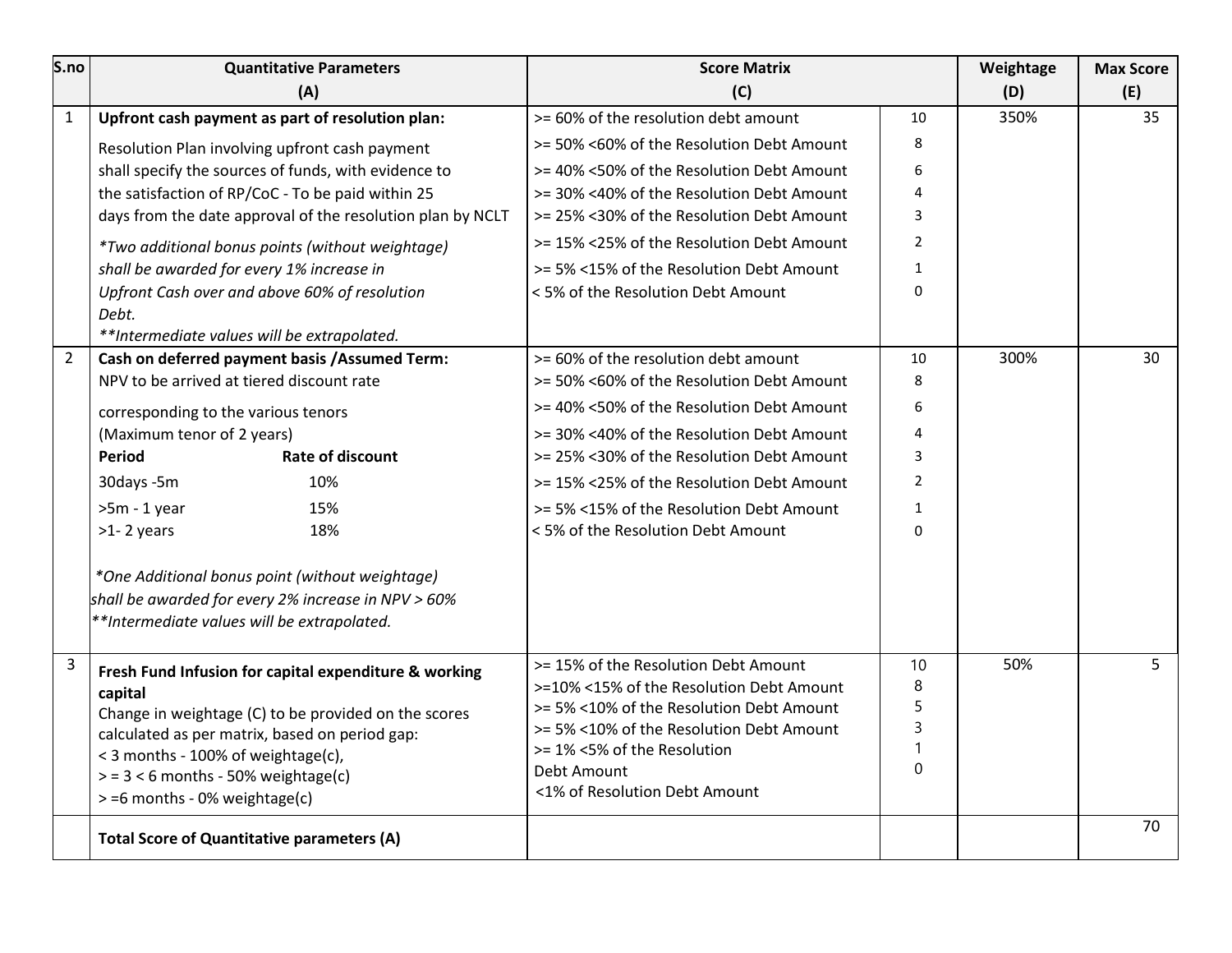| S.no | Quantitative Parameters (A) | Score Matrix (C) | | Weightage (D) | Max Score (E) |
|---|---|---|---|---|---|
| 1 | **Upfront cash payment as part of resolution plan:**<br>Resolution Plan involving upfront cash payment shall specify the sources of funds, with evidence to the satisfaction of RP/CoC - To be paid within 25 days from the date approval of the resolution plan by NCLT<br>*\*Two additional bonus points (without weightage) shall be awarded for every 1% increase in Upfront Cash over and above 60% of resolution Debt.*<br>*\*\*Intermediate values will be extrapolated.* | >= 60% of the resolution debt amount<br>>= 50% <60% of the Resolution Debt Amount<br>>= 40% <50% of the Resolution Debt Amount<br>>= 30% <40% of the Resolution Debt Amount<br>>= 25% <30% of the Resolution Debt Amount<br>>= 15% <25% of the Resolution Debt Amount<br>>= 5% <15% of the Resolution Debt Amount<br>< 5% of the Resolution Debt Amount | 10<br>8<br>6<br>4<br>3<br>2<br>1<br>0 | 350% | 35 |
| 2 | **Cash on deferred payment basis /Assumed Term:**<br>NPV to be arrived at tiered discount rate corresponding to the various tenors (Maximum tenor of 2 years)<br>**Period** — **Rate of discount**<br>30days -5m — 10%<br>>5m - 1 year — 15%<br>>1- 2 years — 18%<br>*\*One Additional bonus point (without weightage) shall be awarded for every 2% increase in NPV > 60%*<br>*\*\*Intermediate values will be extrapolated.* | >= 60% of the resolution debt amount<br>>= 50% <60% of the Resolution Debt Amount<br>>= 40% <50% of the Resolution Debt Amount<br>>= 30% <40% of the Resolution Debt Amount<br>>= 25% <30% of the Resolution Debt Amount<br>>= 15% <25% of the Resolution Debt Amount<br>>= 5% <15% of the Resolution Debt Amount<br>< 5% of the Resolution Debt Amount | 10<br>8<br>6<br>4<br>3<br>2<br>1<br>0 | 300% | 30 |
| 3 | **Fresh Fund Infusion for capital expenditure & working capital**<br>Change in weightage (C) to be provided on the scores calculated as per matrix, based on period gap:<br>< 3 months - 100% of weightage(c),<br>> = 3 < 6 months - 50% weightage(c)<br>> =6 months - 0% weightage(c) | >= 15% of the Resolution Debt Amount<br>>=10% <15% of the Resolution Debt Amount<br>>= 5% <10% of the Resolution Debt Amount<br>>= 5% <10% of the Resolution Debt Amount<br>>= 1% <5% of the Resolution Debt Amount<br><1% of Resolution Debt Amount | 10<br>8<br>5<br>3<br>1<br>0 | 50% | 5 |
| | **Total Score of Quantitative parameters (A)** | | | | 70 |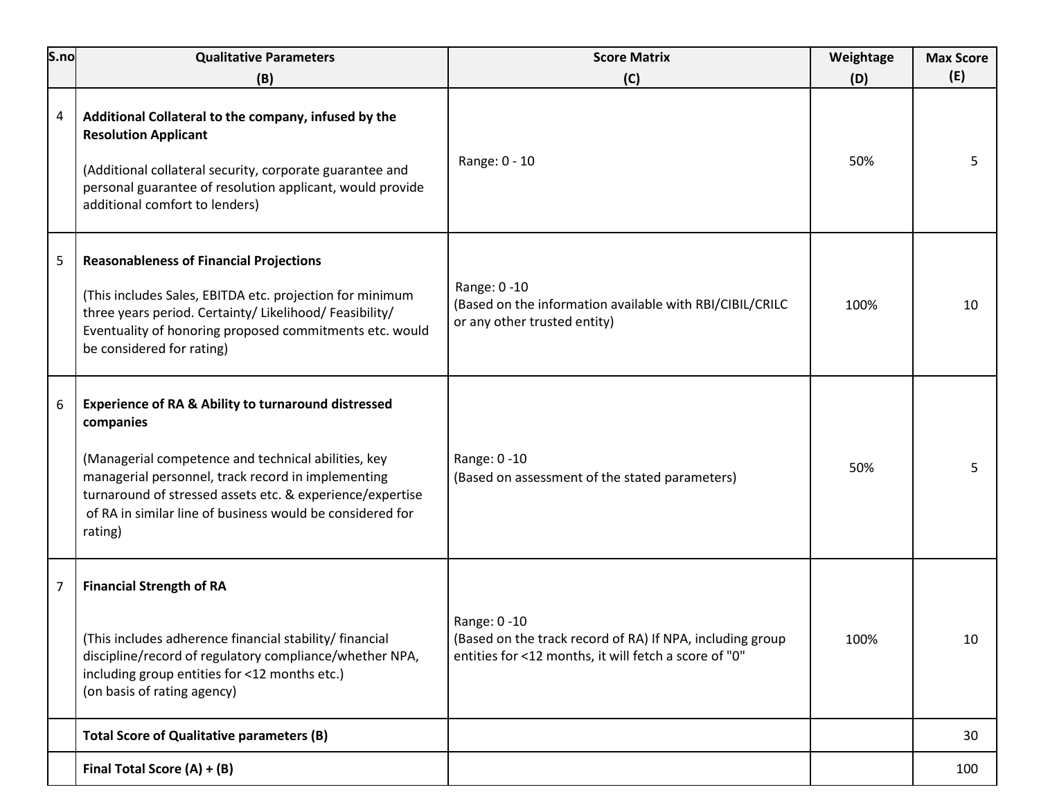| S.no | Qualitative Parameters (B) | Score Matrix (C) | Weightage (D) | Max Score (E) |
|---|---|---|---|---|
| 4 | **Additional Collateral to the company, infused by the Resolution Applicant**<br><br>(Additional collateral security, corporate guarantee and personal guarantee of resolution applicant, would provide additional comfort to lenders) | Range: 0 - 10 | 50% | 5 |
| 5 | **Reasonableness of Financial Projections**<br><br>(This includes Sales, EBITDA etc. projection for minimum three years period. Certainty/ Likelihood/ Feasibility/ Eventuality of honoring proposed commitments etc. would be considered for rating) | Range: 0 -10<br>(Based on the information available with RBI/CIBIL/CRILC or any other trusted entity) | 100% | 10 |
| 6 | **Experience of RA & Ability to turnaround distressed companies**<br><br>(Managerial competence and technical abilities, key managerial personnel, track record in implementing turnaround of stressed assets etc. & experience/expertise of RA in similar line of business would be considered for rating) | Range: 0 -10<br>(Based on assessment of the stated parameters) | 50% | 5 |
| 7 | **Financial Strength of RA**<br><br>(This includes adherence financial stability/ financial discipline/record of regulatory compliance/whether NPA, including group entities for <12 months etc.)<br>(on basis of rating agency) | Range: 0 -10<br>(Based on the track record of RA) If NPA, including group entities for <12 months, it will fetch a score of "0" | 100% | 10 |
| | **Total Score of Qualitative parameters (B)** | | | 30 |
| | **Final Total Score (A) + (B)** | | | 100 |